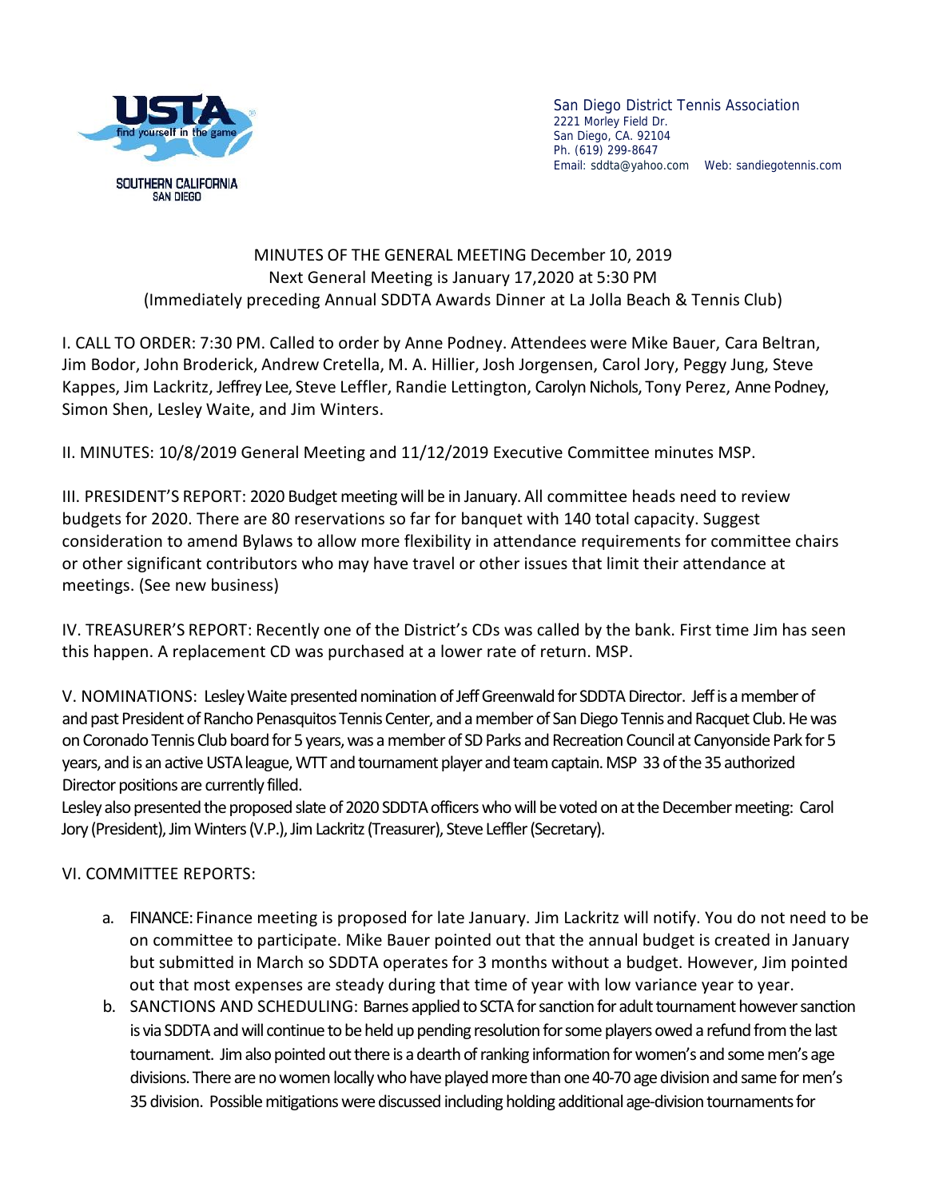USTA find yourself in the game

SOUTHERN CALIFORNIA
SAN DIEGO

San Diego District Tennis Association
2221 Morley Field Dr.
San Diego, CA. 92104
Ph. (619) 299-8647
Email: sddta@yahoo.com Web: sandiegotennis.com

MINUTES OF THE GENERAL MEETING December 10, 2019
Next General Meeting is January 17,2020 at 5:30 PM
(Immediately preceding Annual SDDTA Awards Dinner at La Jolla Beach & Tennis Club)

I. CALL TO ORDER: 7:30 PM. Called to order by Anne Podney. Attendees were Mike Bauer, Cara Beltran, Jim Bodor, John Broderick, Andrew Cretella, M. A. Hillier, Josh Jorgensen, Carol Jory, Peggy Jung, Steve Kappes, Jim Lackritz, Jeffrey Lee, Steve Leffler, Randie Lettington, Carolyn Nichols, Tony Perez, Anne Podney, Simon Shen, Lesley Waite, and Jim Winters.

II. MINUTES: 10/8/2019 General Meeting and 11/12/2019 Executive Committee minutes MSP.

III. PRESIDENT'S REPORT: 2020 Budget meeting will be in January. All committee heads need to review budgets for 2020. There are 80 reservations so far for banquet with 140 total capacity. Suggest consideration to amend Bylaws to allow more flexibility in attendance requirements for committee chairs or other significant contributors who may have travel or other issues that limit their attendance at meetings. (See new business)

IV. TREASURER'S REPORT: Recently one of the District's CDs was called by the bank. First time Jim has seen this happen. A replacement CD was purchased at a lower rate of return. MSP.

V. NOMINATIONS: Lesley Waite presented nomination of Jeff Greenwald for SDDTA Director. Jeff is a member of and past President of Rancho Penasquitos Tennis Center, and a member of San Diego Tennis and Racquet Club. He was on Coronado Tennis Club board for 5 years, was a member of SD Parks and Recreation Council at Canyonside Park for 5 years, and is an active USTA league, WTT and tournament player and team captain. MSP 33 of the 35 authorized Director positions are currently filled.
Lesley also presented the proposed slate of 2020 SDDTA officers who will be voted on at the December meeting: Carol Jory (President), Jim Winters (V.P.), Jim Lackritz (Treasurer), Steve Leffler (Secretary).

VI. COMMITTEE REPORTS:

a. FINANCE: Finance meeting is proposed for late January. Jim Lackritz will notify. You do not need to be on committee to participate. Mike Bauer pointed out that the annual budget is created in January but submitted in March so SDDTA operates for 3 months without a budget. However, Jim pointed out that most expenses are steady during that time of year with low variance year to year.
b. SANCTIONS AND SCHEDULING: Barnes applied to SCTA for sanction for adult tournament however sanction is via SDDTA and will continue to be held up pending resolution for some players owed a refund from the last tournament. Jim also pointed out there is a dearth of ranking information for women's and some men's age divisions. There are no women locally who have played more than one 40-70 age division and same for men's 35 division. Possible mitigations were discussed including holding additional age-division tournaments for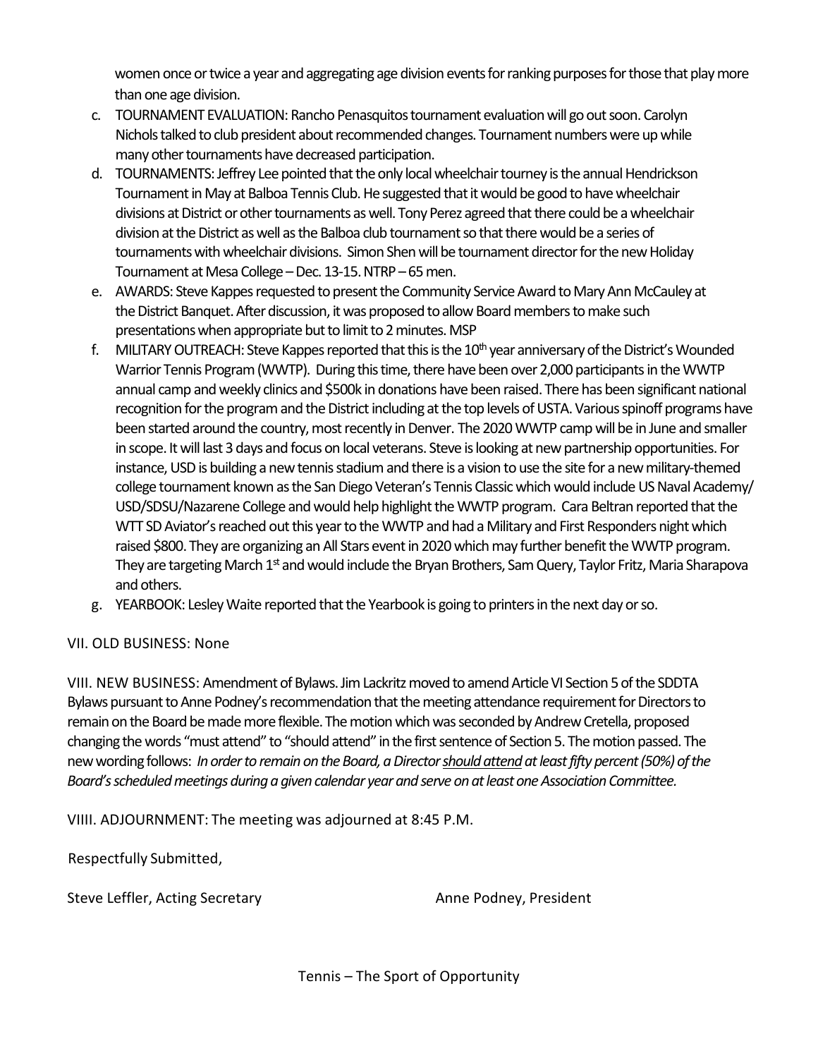women once or twice a year and aggregating age division events for ranking purposes for those that play more than one age division.

c. TOURNAMENT EVALUATION: Rancho Penasquitos tournament evaluation will go out soon. Carolyn Nichols talked to club president about recommended changes. Tournament numbers were up while many other tournaments have decreased participation.
d. TOURNAMENTS: Jeffrey Lee pointed that the only local wheelchair tourney is the annual Hendrickson Tournament in May at Balboa Tennis Club. He suggested that it would be good to have wheelchair divisions at District or other tournaments as well. Tony Perez agreed that there could be a wheelchair division at the District as well as the Balboa club tournament so that there would be a series of tournaments with wheelchair divisions. Simon Shen will be tournament director for the new Holiday Tournament at Mesa College – Dec. 13-15. NTRP – 65 men.
e. AWARDS: Steve Kappes requested to present the Community Service Award to Mary Ann McCauley at the District Banquet. After discussion, it was proposed to allow Board members to make such presentations when appropriate but to limit to 2 minutes. MSP
f. MILITARY OUTREACH: Steve Kappes reported that this is the 10th year anniversary of the District's Wounded Warrior Tennis Program (WWTP). During this time, there have been over 2,000 participants in the WWTP annual camp and weekly clinics and $500k in donations have been raised. There has been significant national recognition for the program and the District including at the top levels of USTA. Various spinoff programs have been started around the country, most recently in Denver. The 2020 WWTP camp will be in June and smaller in scope. It will last 3 days and focus on local veterans. Steve is looking at new partnership opportunities. For instance, USD is building a new tennis stadium and there is a vision to use the site for a new military-themed college tournament known as the San Diego Veteran's Tennis Classic which would include US Naval Academy/ USD/SDSU/Nazarene College and would help highlight the WWTP program. Cara Beltran reported that the WTT SD Aviator's reached out this year to the WWTP and had a Military and First Responders night which raised $800. They are organizing an All Stars event in 2020 which may further benefit the WWTP program. They are targeting March 1st and would include the Bryan Brothers, Sam Query, Taylor Fritz, Maria Sharapova and others.
g. YEARBOOK: Lesley Waite reported that the Yearbook is going to printers in the next day or so.

VII. OLD BUSINESS: None

VIII. NEW BUSINESS: Amendment of Bylaws. Jim Lackritz moved to amend Article VI Section 5 of the SDDTA Bylaws pursuant to Anne Podney's recommendation that the meeting attendance requirement for Directors to remain on the Board be made more flexible. The motion which was seconded by Andrew Cretella, proposed changing the words "must attend" to "should attend" in the first sentence of Section 5. The motion passed. The new wording follows: *In order to remain on the Board, a Director <u>should attend</u> at least fifty percent (50%) of the Board's scheduled meetings during a given calendar year and serve on at least one Association Committee.*

VIIII. ADJOURNMENT: The meeting was adjourned at 8:45 P.M.

Respectfully Submitted,

Steve Leffler, Acting Secretary

Anne Podney, President

Tennis – The Sport of Opportunity